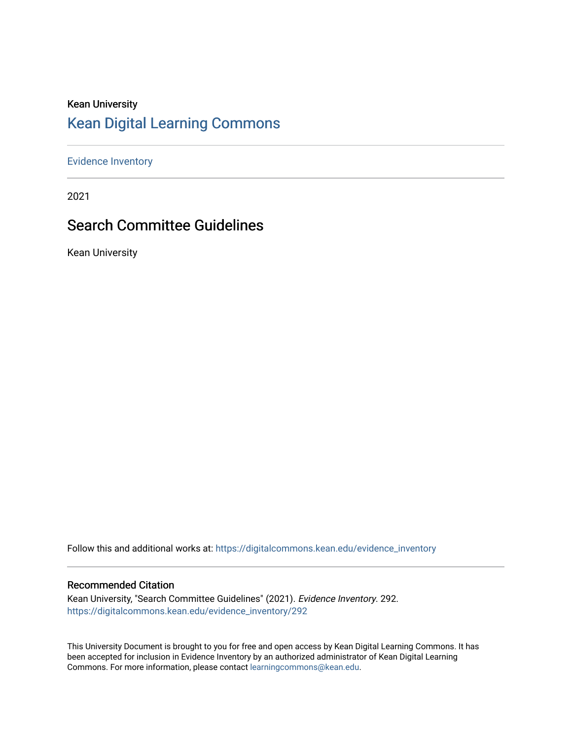Kean University

# Kean Digital Learning Commons

Evidence Inventory

2021

## Search Committee Guidelines

Kean University

Follow this and additional works at: https://digitalcommons.kean.edu/evidence_inventory

### Recommended Citation

Kean University, "Search Committee Guidelines" (2021). *Evidence Inventory*. 292.
https://digitalcommons.kean.edu/evidence_inventory/292

This University Document is brought to you for free and open access by Kean Digital Learning Commons. It has been accepted for inclusion in Evidence Inventory by an authorized administrator of Kean Digital Learning Commons. For more information, please contact learningcommons@kean.edu.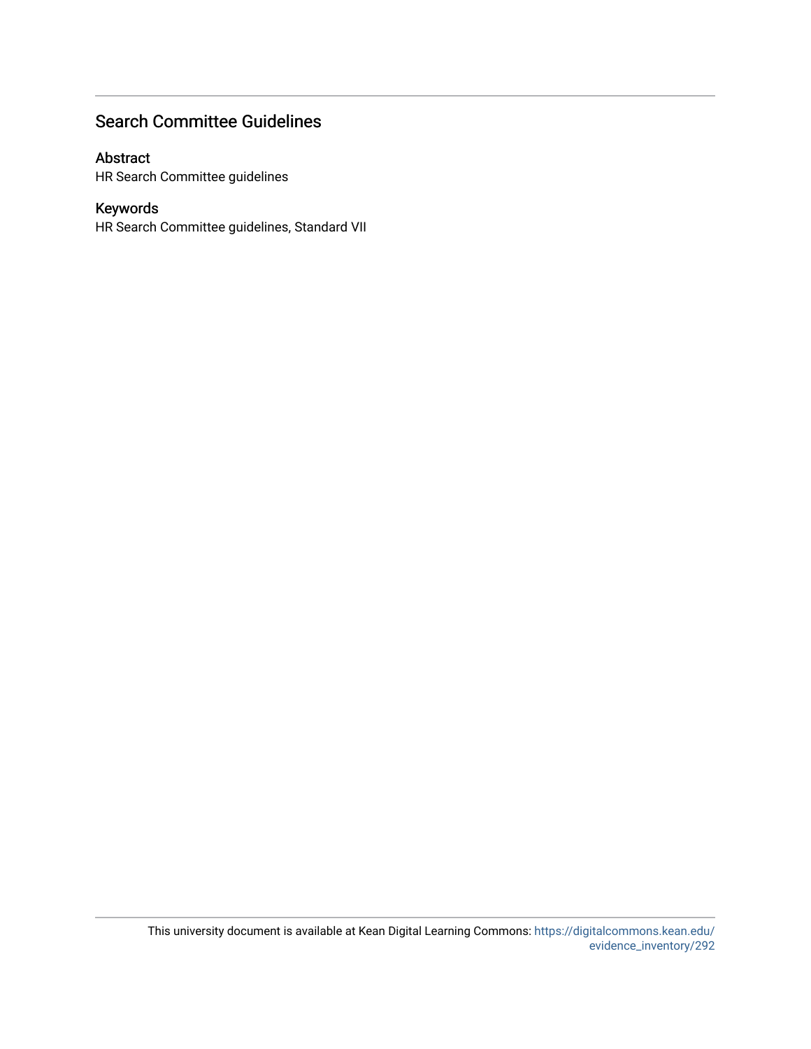## Search Committee Guidelines

### Abstract

HR Search Committee guidelines

### Keywords

HR Search Committee guidelines, Standard VII

This university document is available at Kean Digital Learning Commons: https://digitalcommons.kean.edu/evidence_inventory/292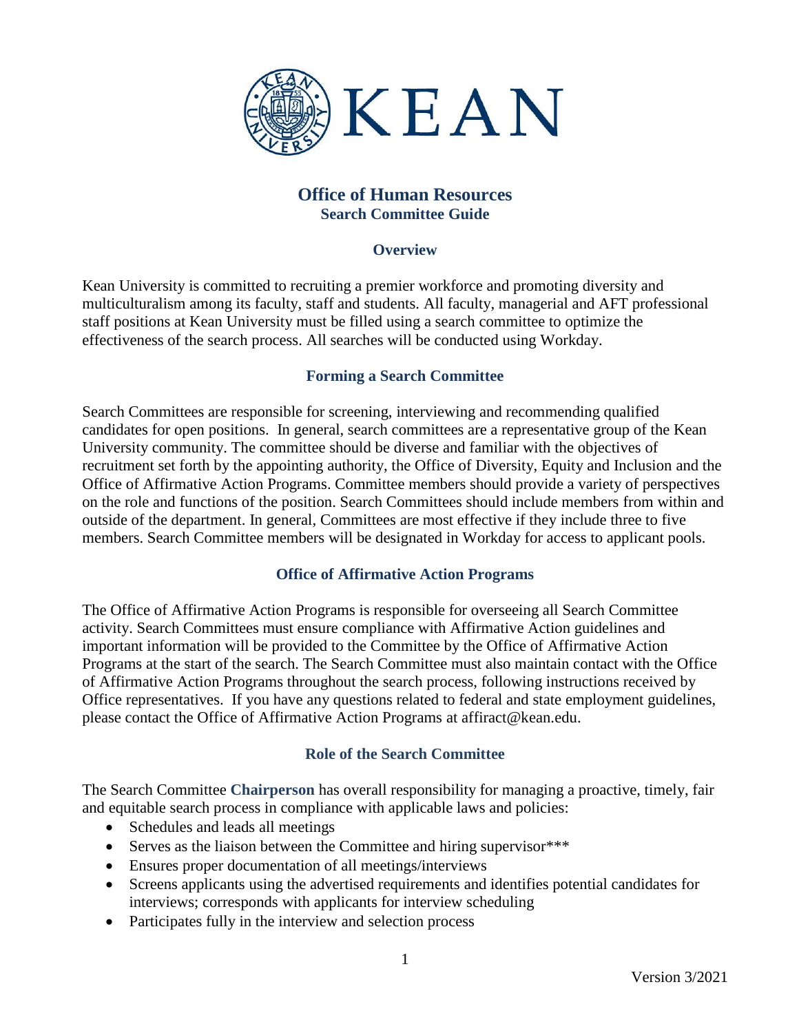# Office of Human Resources

## Search Committee Guide

### Overview

Kean University is committed to recruiting a premier workforce and promoting diversity and multiculturalism among its faculty, staff and students. All faculty, managerial and AFT professional staff positions at Kean University must be filled using a search committee to optimize the effectiveness of the search process. All searches will be conducted using Workday.

### Forming a Search Committee

Search Committees are responsible for screening, interviewing and recommending qualified candidates for open positions. In general, search committees are a representative group of the Kean University community. The committee should be diverse and familiar with the objectives of recruitment set forth by the appointing authority, the Office of Diversity, Equity and Inclusion and the Office of Affirmative Action Programs. Committee members should provide a variety of perspectives on the role and functions of the position. Search Committees should include members from within and outside of the department. In general, Committees are most effective if they include three to five members. Search Committee members will be designated in Workday for access to applicant pools.

### Office of Affirmative Action Programs

The Office of Affirmative Action Programs is responsible for overseeing all Search Committee activity. Search Committees must ensure compliance with Affirmative Action guidelines and important information will be provided to the Committee by the Office of Affirmative Action Programs at the start of the search. The Search Committee must also maintain contact with the Office of Affirmative Action Programs throughout the search process, following instructions received by Office representatives. If you have any questions related to federal and state employment guidelines, please contact the Office of Affirmative Action Programs at affiract@kean.edu.

### Role of the Search Committee

The Search Committee **Chairperson** has overall responsibility for managing a proactive, timely, fair and equitable search process in compliance with applicable laws and policies:

- Schedules and leads all meetings
- Serves as the liaison between the Committee and hiring supervisor***
- Ensures proper documentation of all meetings/interviews
- Screens applicants using the advertised requirements and identifies potential candidates for interviews; corresponds with applicants for interview scheduling
- Participates fully in the interview and selection process

Version 3/2021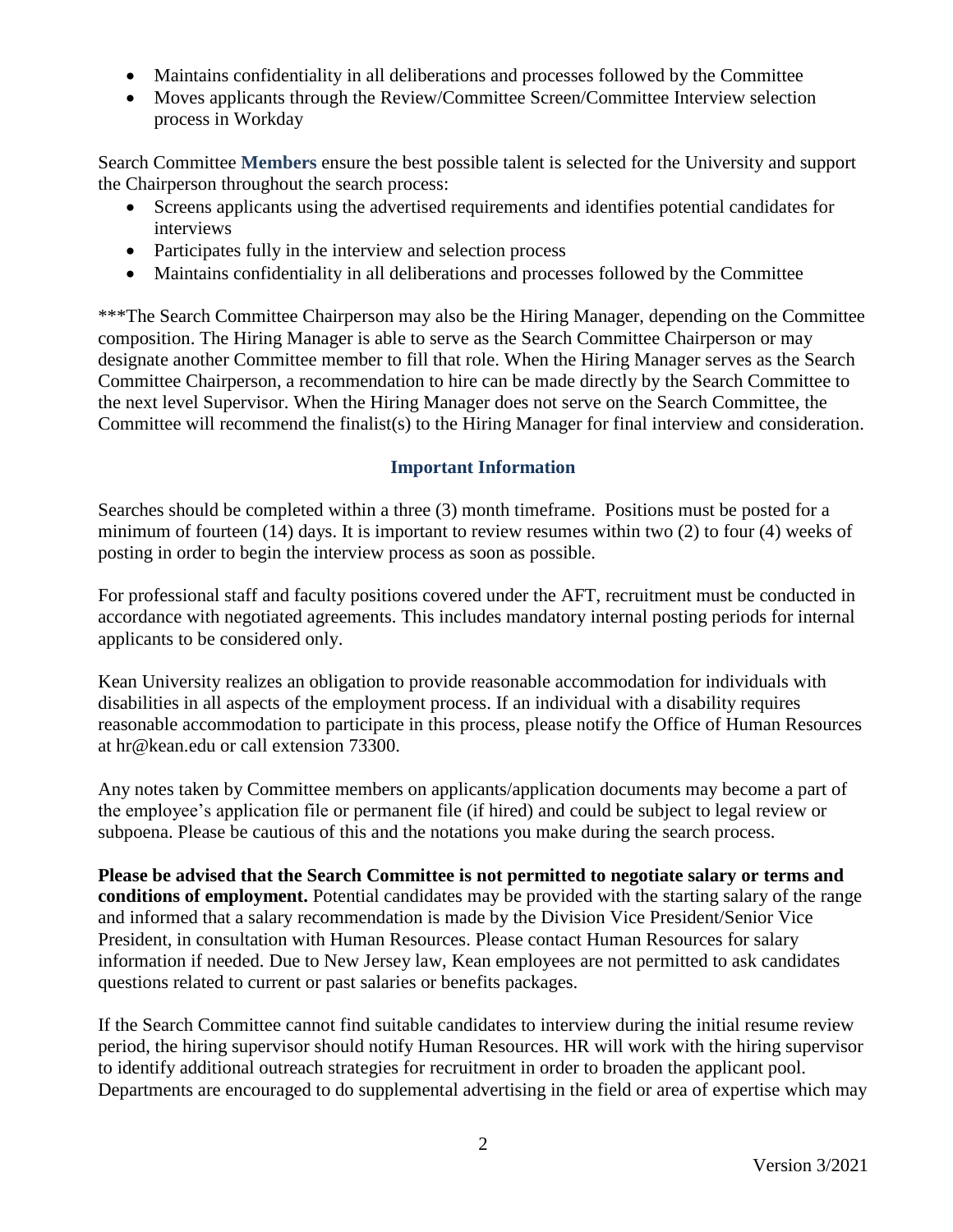- Maintains confidentiality in all deliberations and processes followed by the Committee
- Moves applicants through the Review/Committee Screen/Committee Interview selection process in Workday

Search Committee **Members** ensure the best possible talent is selected for the University and support the Chairperson throughout the search process:

- Screens applicants using the advertised requirements and identifies potential candidates for interviews
- Participates fully in the interview and selection process
- Maintains confidentiality in all deliberations and processes followed by the Committee

***The Search Committee Chairperson may also be the Hiring Manager, depending on the Committee composition. The Hiring Manager is able to serve as the Search Committee Chairperson or may designate another Committee member to fill that role. When the Hiring Manager serves as the Search Committee Chairperson, a recommendation to hire can be made directly by the Search Committee to the next level Supervisor. When the Hiring Manager does not serve on the Search Committee, the Committee will recommend the finalist(s) to the Hiring Manager for final interview and consideration.

## Important Information

Searches should be completed within a three (3) month timeframe. Positions must be posted for a minimum of fourteen (14) days. It is important to review resumes within two (2) to four (4) weeks of posting in order to begin the interview process as soon as possible.

For professional staff and faculty positions covered under the AFT, recruitment must be conducted in accordance with negotiated agreements. This includes mandatory internal posting periods for internal applicants to be considered only.

Kean University realizes an obligation to provide reasonable accommodation for individuals with disabilities in all aspects of the employment process. If an individual with a disability requires reasonable accommodation to participate in this process, please notify the Office of Human Resources at hr@kean.edu or call extension 73300.

Any notes taken by Committee members on applicants/application documents may become a part of the employee's application file or permanent file (if hired) and could be subject to legal review or subpoena. Please be cautious of this and the notations you make during the search process.

**Please be advised that the Search Committee is not permitted to negotiate salary or terms and conditions of employment.** Potential candidates may be provided with the starting salary of the range and informed that a salary recommendation is made by the Division Vice President/Senior Vice President, in consultation with Human Resources. Please contact Human Resources for salary information if needed. Due to New Jersey law, Kean employees are not permitted to ask candidates questions related to current or past salaries or benefits packages.

If the Search Committee cannot find suitable candidates to interview during the initial resume review period, the hiring supervisor should notify Human Resources. HR will work with the hiring supervisor to identify additional outreach strategies for recruitment in order to broaden the applicant pool. Departments are encouraged to do supplemental advertising in the field or area of expertise which may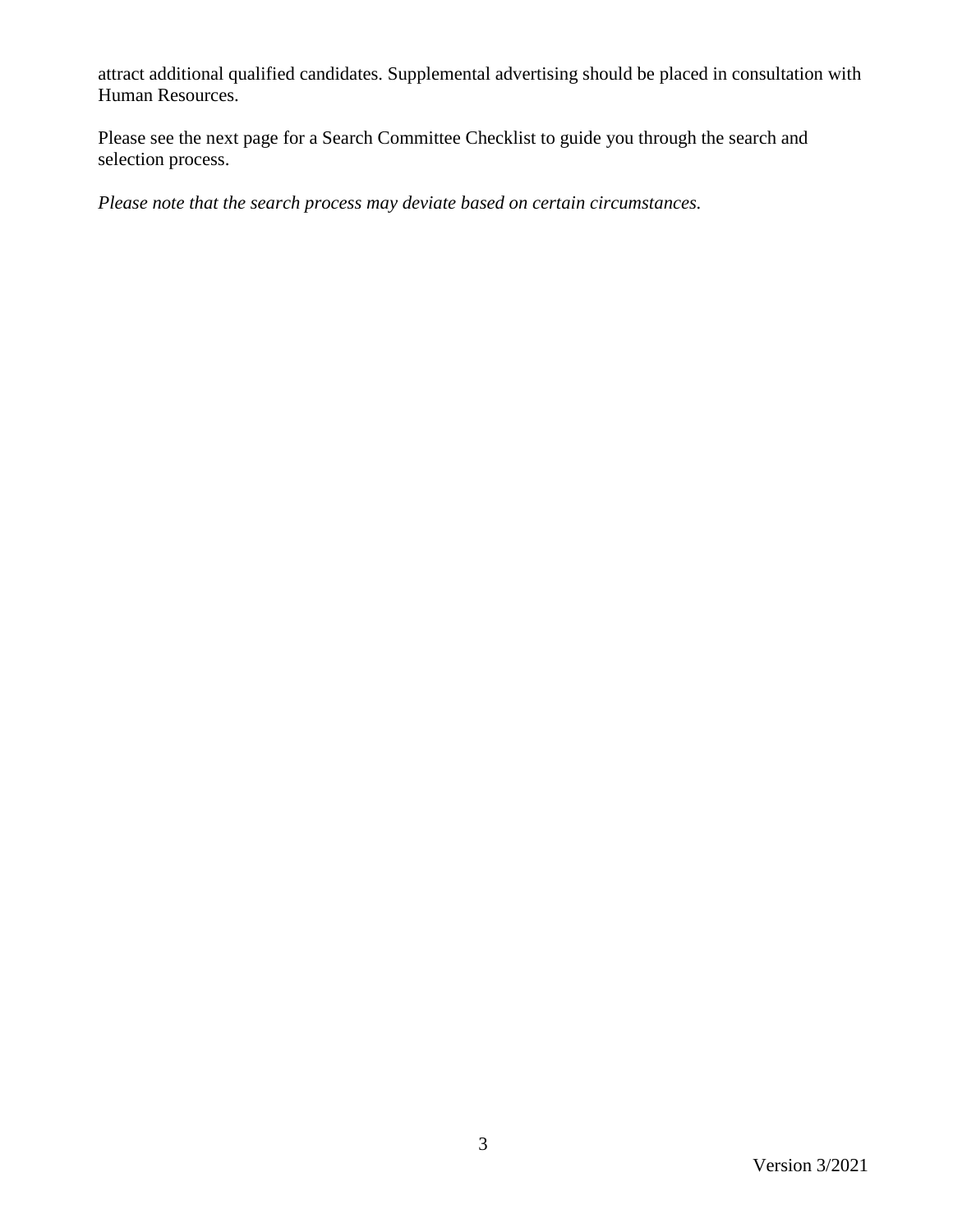attract additional qualified candidates. Supplemental advertising should be placed in consultation with Human Resources.

Please see the next page for a Search Committee Checklist to guide you through the search and selection process.

*Please note that the search process may deviate based on certain circumstances.*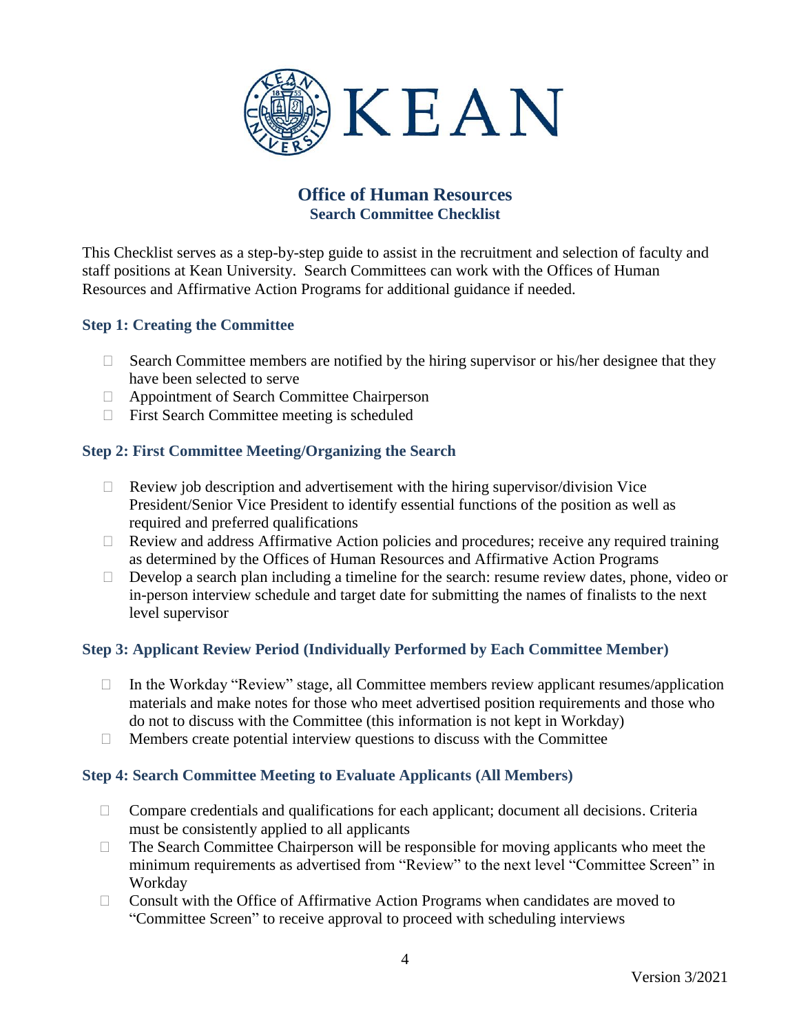# KEAN

## Office of Human Resources
### Search Committee Checklist

This Checklist serves as a step-by-step guide to assist in the recruitment and selection of faculty and staff positions at Kean University. Search Committees can work with the Offices of Human Resources and Affirmative Action Programs for additional guidance if needed.

### Step 1: Creating the Committee

- ☐ Search Committee members are notified by the hiring supervisor or his/her designee that they have been selected to serve
- ☐ Appointment of Search Committee Chairperson
- ☐ First Search Committee meeting is scheduled

### Step 2: First Committee Meeting/Organizing the Search

- ☐ Review job description and advertisement with the hiring supervisor/division Vice President/Senior Vice President to identify essential functions of the position as well as required and preferred qualifications
- ☐ Review and address Affirmative Action policies and procedures; receive any required training as determined by the Offices of Human Resources and Affirmative Action Programs
- ☐ Develop a search plan including a timeline for the search: resume review dates, phone, video or in-person interview schedule and target date for submitting the names of finalists to the next level supervisor

### Step 3: Applicant Review Period (Individually Performed by Each Committee Member)

- ☐ In the Workday "Review" stage, all Committee members review applicant resumes/application materials and make notes for those who meet advertised position requirements and those who do not to discuss with the Committee (this information is not kept in Workday)
- ☐ Members create potential interview questions to discuss with the Committee

### Step 4: Search Committee Meeting to Evaluate Applicants (All Members)

- ☐ Compare credentials and qualifications for each applicant; document all decisions. Criteria must be consistently applied to all applicants
- ☐ The Search Committee Chairperson will be responsible for moving applicants who meet the minimum requirements as advertised from "Review" to the next level "Committee Screen" in Workday
- ☐ Consult with the Office of Affirmative Action Programs when candidates are moved to "Committee Screen" to receive approval to proceed with scheduling interviews

Version 3/2021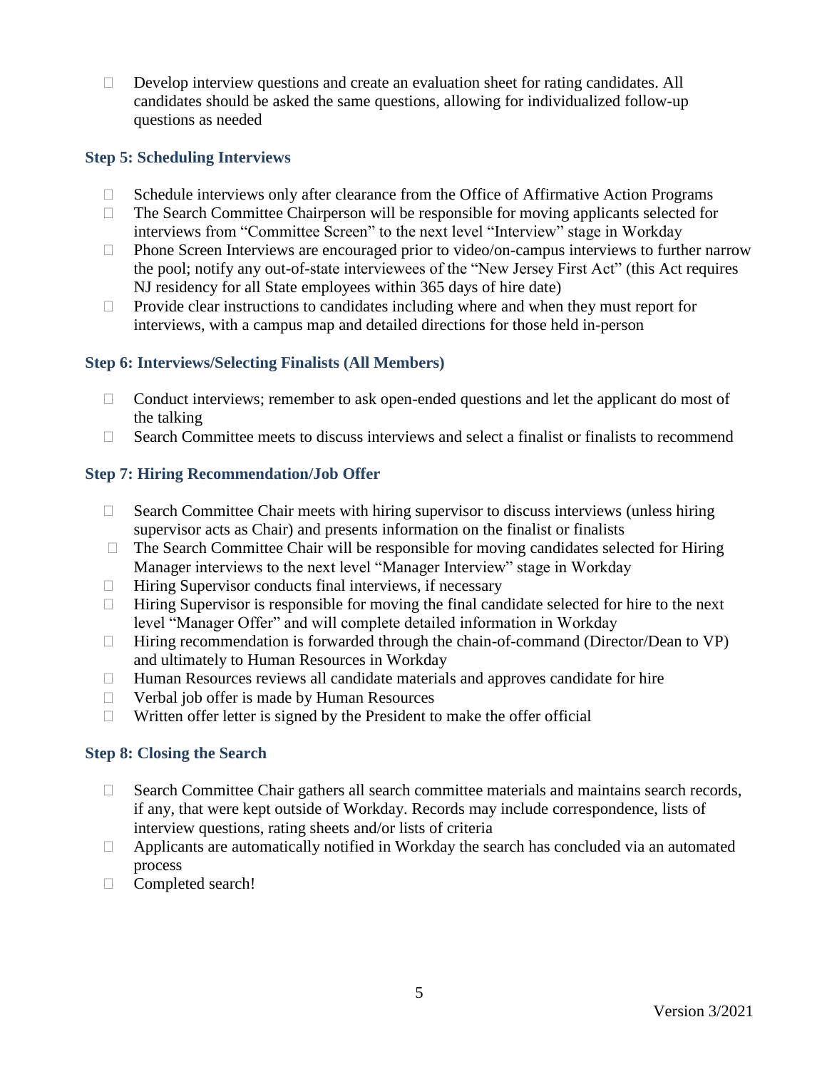- Develop interview questions and create an evaluation sheet for rating candidates. All candidates should be asked the same questions, allowing for individualized follow-up questions as needed

### Step 5: Scheduling Interviews

- Schedule interviews only after clearance from the Office of Affirmative Action Programs
- The Search Committee Chairperson will be responsible for moving applicants selected for interviews from "Committee Screen" to the next level "Interview" stage in Workday
- Phone Screen Interviews are encouraged prior to video/on-campus interviews to further narrow the pool; notify any out-of-state interviewees of the "New Jersey First Act" (this Act requires NJ residency for all State employees within 365 days of hire date)
- Provide clear instructions to candidates including where and when they must report for interviews, with a campus map and detailed directions for those held in-person

### Step 6: Interviews/Selecting Finalists (All Members)

- Conduct interviews; remember to ask open-ended questions and let the applicant do most of the talking
- Search Committee meets to discuss interviews and select a finalist or finalists to recommend

### Step 7: Hiring Recommendation/Job Offer

- Search Committee Chair meets with hiring supervisor to discuss interviews (unless hiring supervisor acts as Chair) and presents information on the finalist or finalists
- The Search Committee Chair will be responsible for moving candidates selected for Hiring Manager interviews to the next level "Manager Interview" stage in Workday
- Hiring Supervisor conducts final interviews, if necessary
- Hiring Supervisor is responsible for moving the final candidate selected for hire to the next level "Manager Offer" and will complete detailed information in Workday
- Hiring recommendation is forwarded through the chain-of-command (Director/Dean to VP) and ultimately to Human Resources in Workday
- Human Resources reviews all candidate materials and approves candidate for hire
- Verbal job offer is made by Human Resources
- Written offer letter is signed by the President to make the offer official

### Step 8: Closing the Search

- Search Committee Chair gathers all search committee materials and maintains search records, if any, that were kept outside of Workday. Records may include correspondence, lists of interview questions, rating sheets and/or lists of criteria
- Applicants are automatically notified in Workday the search has concluded via an automated process
- Completed search!